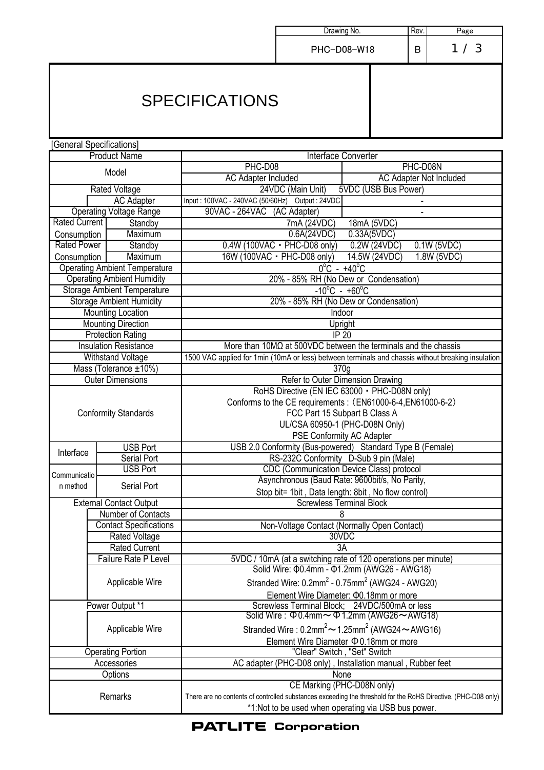| Drawing No. | Rev. |
| --- | --- |
| PHC-D08-W18 | B |

# SPECIFICATIONS

[General Specifications]

| Item | | PHC-D08 | PHC-D08N |
| --- | --- | --- | --- |
| Product Name | | Interface Converter | |
| Model | | PHC-D08 | PHC-D08N |
| | | AC Adapter Included | AC Adapter Not Included |
| Rated Voltage | | 24VDC (Main Unit) 5VDC (USB Bus Power) | |
| | AC Adapter | Input : 100VAC - 240VAC (50/60Hz) Output : 24VDC | - |
| Operating Voltage Range | | 90VAC - 264VAC (AC Adapter) | - |
| Rated Current Consumption | Standby | 7mA (24VDC) 18mA (5VDC) | |
| | Maximum | 0.6A(24VDC) 0.33A(5VDC) | |
| Rated Power Consumption | Standby | 0.4W (100VAC・PHC-D08 only) 0.2W (24VDC) 0.1W (5VDC) | |
| | Maximum | 16W (100VAC・PHC-D08 only) 14.5W (24VDC) 1.8W (5VDC) | |
| Operating Ambient Temperature | | 0°C - +40°C | |
| Operating Ambient Humidity | | 20% - 85% RH (No Dew or Condensation) | |
| Storage Ambient Temperature | | -10°C - +60°C | |
| Storage Ambient Humidity | | 20% - 85% RH (No Dew or Condensation) | |
| Mounting Location | | Indoor | |
| Mounting Direction | | Upright | |
| Protection Rating | | IP 20 | |
| Insulation Resistance | | More than 10MΩ at 500VDC between the terminals and the chassis | |
| Withstand Voltage | | 1500 VAC applied for 1min (10mA or less) between terminals and chassis without breaking insulation | |
| Mass (Tolerance ±10%) | | 370g | |
| Outer Dimensions | | Refer to Outer Dimension Drawing | |
| Conformity Standards | | RoHS Directive (EN IEC 63000・PHC-D08N only)<br>Conforms to the CE requirements :（EN61000-6-4,EN61000-6-2）<br>FCC Part 15 Subpart B Class A<br>UL/CSA 60950-1 (PHC-D08N Only)<br>PSE Conformity AC Adapter | |
| Interface | USB Port | USB 2.0 Conformity (Bus-powered) Standard Type B (Female) | |
| | Serial Port | RS-232C Conformity D-Sub 9 pin (Male) | |
| Communication method | USB Port | CDC (Communication Device Class) protocol | |
| | Serial Port | Asynchronous (Baud Rate: 9600bit/s, No Parity, Stop bit= 1bit , Data length: 8bit , No flow control) | |
| External Contact Output | | Screwless Terminal Block | |
| | Number of Contacts | 8 | |
| | Contact Specifications | Non-Voltage Contact (Normally Open Contact) | |
| | Rated Voltage | 30VDC | |
| | Rated Current | 3A | |
| | Failure Rate P Level | 5VDC / 10mA (at a switching rate of 120 operations per minute) | |
| | Applicable Wire | Solid Wire: Φ0.4mm - Φ1.2mm (AWG26 - AWG18)<br>Stranded Wire: 0.2mm² - 0.75mm² (AWG24 - AWG20)<br>Element Wire Diameter: Φ0.18mm or more | |
| Power Output *1 | | Screwless Terminal Block; 24VDC/500mA or less | |
| | Applicable Wire | Solid Wire : Φ0.4mm～Φ1.2mm (AWG26～AWG18)<br>Stranded Wire : 0.2mm²～1.25mm² (AWG24～AWG16)<br>Element Wire Diameter Φ0.18mm or more | |
| Operating Portion | | "Clear" Switch , "Set" Switch | |
| Accessories | | AC adapter (PHC-D08 only) , Installation manual , Rubber feet | |
| Options | | None | |
| Remarks | | CE Marking (PHC-D08N only)<br>There are no contents of controlled substances exceeding the threshold for the RoHS Directive. (PHC-D08 only)<br>*1:Not to be used when operating via USB bus power. | |

**PATLITE Corporation**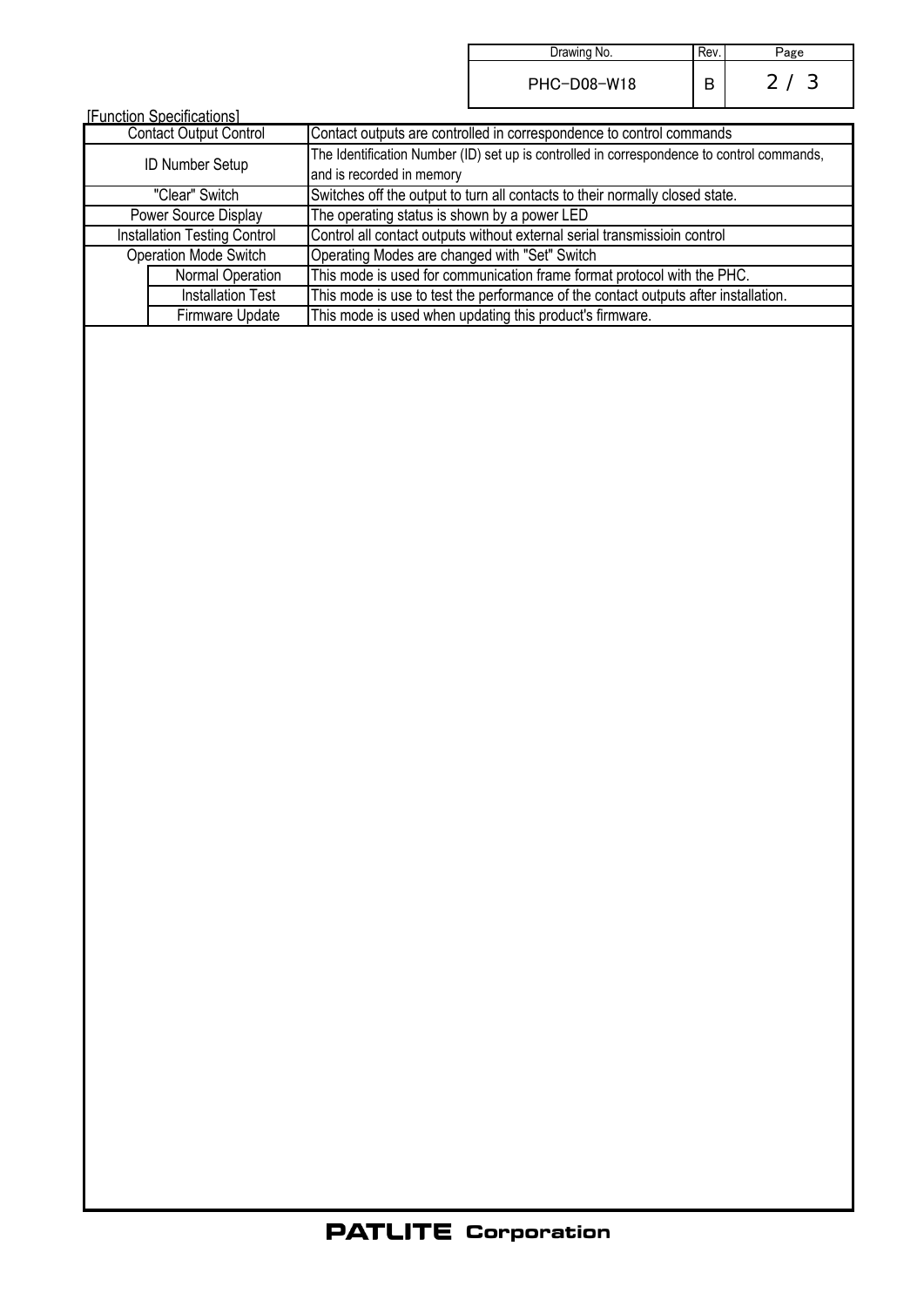[Function Specifications]

| | | |
|---|---|---|
| Contact Output Control | | Contact outputs are controlled in correspondence to control commands |
| ID Number Setup | | The Identification Number (ID) set up is controlled in correspondence to control commands, and is recorded in memory |
| "Clear" Switch | | Switches off the output to turn all contacts to their normally closed state. |
| Power Source Display | | The operating status is shown by a power LED |
| Installation Testing Control | | Control all contact outputs without external serial transmissioin control |
| Operation Mode Switch | | Operating Modes are changed with "Set" Switch |
| | Normal Operation | This mode is used for communication frame format protocol with the PHC. |
| | Installation Test | This mode is use to test the performance of the contact outputs after installation. |
| | Firmware Update | This mode is used when updating this product's firmware. |

**PATLITE Corporation**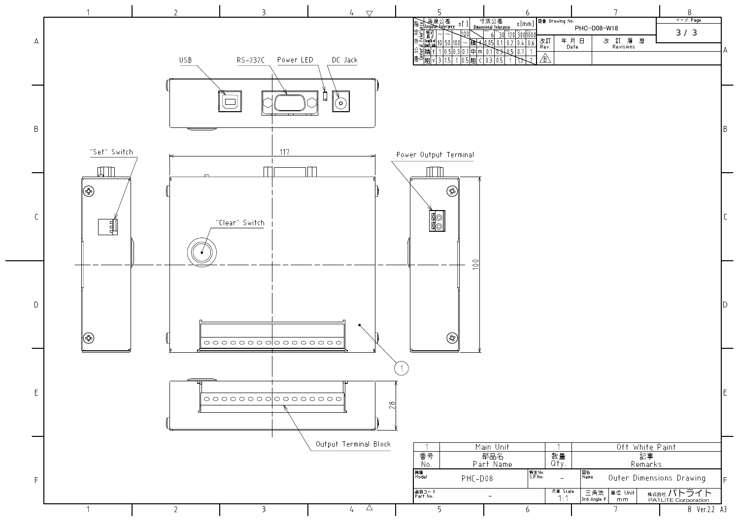| 指定外公差 General tolerance | 角度公差 Angular tolerance ±[°] | | | | 寸法公差 Dimensional tolerance ±[mm] | | | | | | | |
|---|---|---|---|---|---|---|---|---|---|---|---|---|
| 短辺長さ length of short side | ~ | ~ | ~ | 100 | | | ~ 6 | 30 | 120 | 300 | 1000 |
| | 10 | 50 | 100 | ~ | 精 | f | 0.05 | 0.1 | 0.2 | 0.4 | 0.6 |
| 精 f | 1 | 0.5 | 0.3 | 0.1 | 中 | m | 0.1 | 0.3 | 0.5 | 0.7 | 1 |
| 粗 v | 3 | 1.5 | 1 | 0.5 | 粗 | c | 0.3 | 0.5 | 1 | 1.2 | 2 |

図番 Drawing No. PHC-D08-W18

ページ Page 3 / 3

| 改訂 Rev. | 年月日 Date | 改訂履歴 Revisions |
|---|---|---|
| B | | |

USB

RS-232C

Power LED

DC Jack

"Set" Switch

117

Power Output Terminal

"Clear" Switch

100

1

28

Output Terminal Block

| 番号 No. | 部品名 Part Name | 数量 Qty. | 記事 Remarks |
|---|---|---|---|
| 1 | Main Unit | 1 | Off White Paint |

| 機種 Model | PHC-D08 | 特注No. S.P.No. | - | 図名 Name | Outer Dimensions Drawing |
|---|---|---|---|---|---|
| 品目コード Part No. | - | 尺度 Scale 1:1 | 三角法 3rd Angle P. | 単位 Unit mm | 株式会社パトライト PATLITE Corporation |

8 Ver.2.2 A3